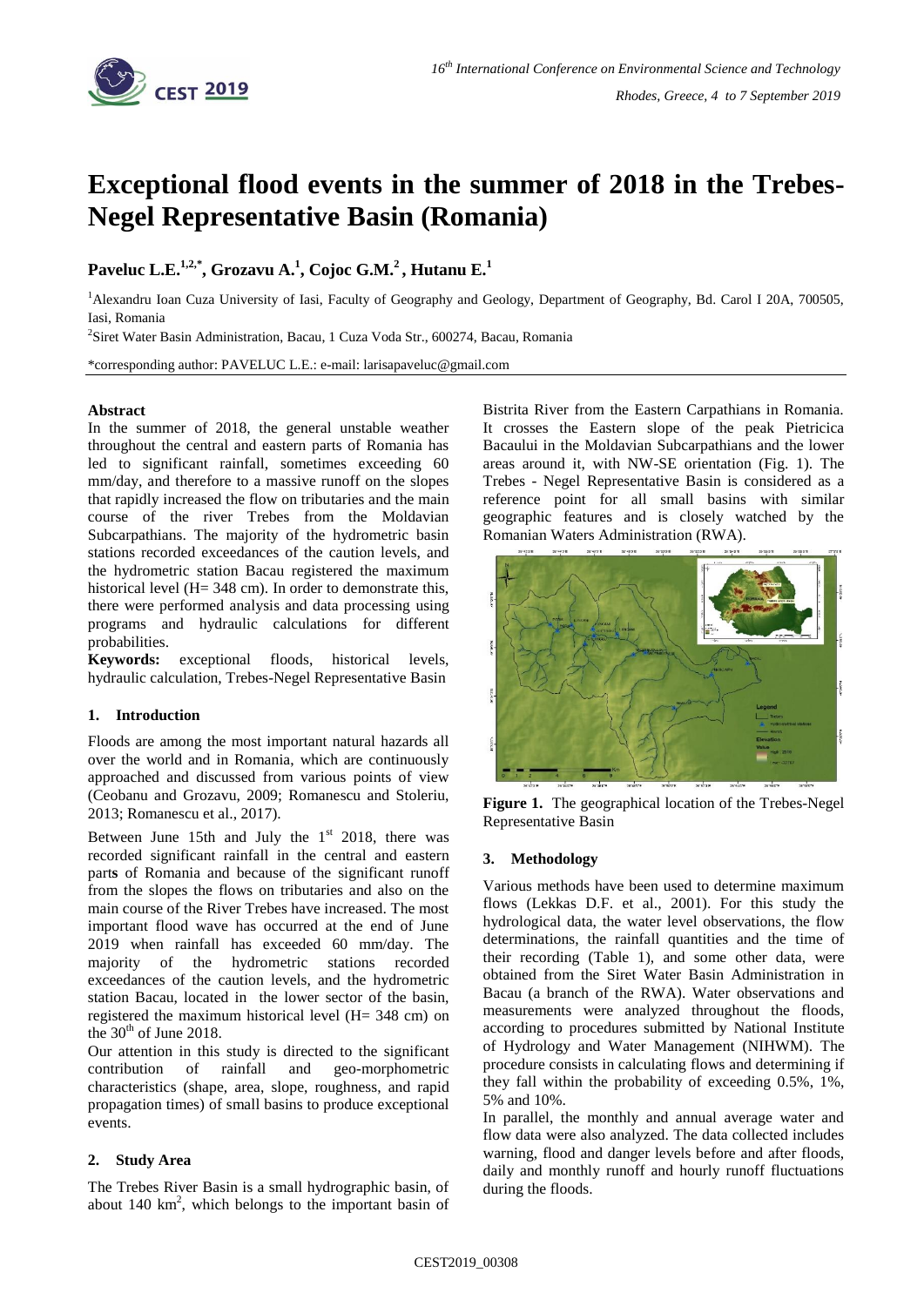# Exceptional flood events in the summer of 2018 in the Trebes-Negel Representative Basin (Romania)

**Paveluc L.E.[1,2,*], Grozavu A.[1], Cojoc G.M.[2], Hutanu E.[1]**

[1]Alexandru Ioan Cuza University of Iasi, Faculty of Geography and Geology, Department of Geography, Bd. Carol I 20A, 700505, Iasi, Romania

[2]Siret Water Basin Administration, Bacau, 1 Cuza Voda Str., 600274, Bacau, Romania

*corresponding author: PAVELUC L.E.: e-mail: larisapaveluc@gmail.com

## Abstract

In the summer of 2018, the general unstable weather throughout the central and eastern parts of Romania has led to significant rainfall, sometimes exceeding 60 mm/day, and therefore to a massive runoff on the slopes that rapidly increased the flow on tributaries and the main course of the river Trebes from the Moldavian Subcarpathians. The majority of the hydrometric basin stations recorded exceedances of the caution levels, and the hydrometric station Bacau registered the maximum historical level (H= 348 cm). In order to demonstrate this, there were performed analysis and data processing using programs and hydraulic calculations for different probabilities.

**Keywords:** exceptional floods, historical levels, hydraulic calculation, Trebes-Negel Representative Basin

## 1. Introduction

Floods are among the most important natural hazards all over the world and in Romania, which are continuously approached and discussed from various points of view (Ceobanu and Grozavu, 2009; Romanescu and Stoleriu, 2013; Romanescu et al., 2017).

Between June 15th and July the 1[st] 2018, there was recorded significant rainfall in the central and eastern parts of Romania and because of the significant runoff from the slopes the flows on tributaries and also on the main course of the River Trebes have increased. The most important flood wave has occurred at the end of June 2019 when rainfall has exceeded 60 mm/day. The majority of the hydrometric stations recorded exceedances of the caution levels, and the hydrometric station Bacau, located in the lower sector of the basin, registered the maximum historical level (H= 348 cm) on the 30[th] of June 2018.

Our attention in this study is directed to the significant contribution of rainfall and geo-morphometric characteristics (shape, area, slope, roughness, and rapid propagation times) of small basins to produce exceptional events.

## 2. Study Area

The Trebes River Basin is a small hydrographic basin, of about 140 km$^2$, which belongs to the important basin of Bistrita River from the Eastern Carpathians in Romania. It crosses the Eastern slope of the peak Pietricica Bacaului in the Moldavian Subcarpathians and the lower areas around it, with NW-SE orientation (Fig. 1). The Trebes - Negel Representative Basin is considered as a reference point for all small basins with similar geographic features and is closely watched by the Romanian Waters Administration (RWA).

**Figure 1.** The geographical location of the Trebes-Negel Representative Basin

## 3. Methodology

Various methods have been used to determine maximum flows (Lekkas D.F. et al., 2001). For this study the hydrological data, the water level observations, the flow determinations, the rainfall quantities and the time of their recording (Table 1), and some other data, were obtained from the Siret Water Basin Administration in Bacau (a branch of the RWA). Water observations and measurements were analyzed throughout the floods, according to procedures submitted by National Institute of Hydrology and Water Management (NIHWM). The procedure consists in calculating flows and determining if they fall within the probability of exceeding 0.5%, 1%, 5% and 10%.

In parallel, the monthly and annual average water and flow data were also analyzed. The data collected includes warning, flood and danger levels before and after floods, daily and monthly runoff and hourly runoff fluctuations during the floods.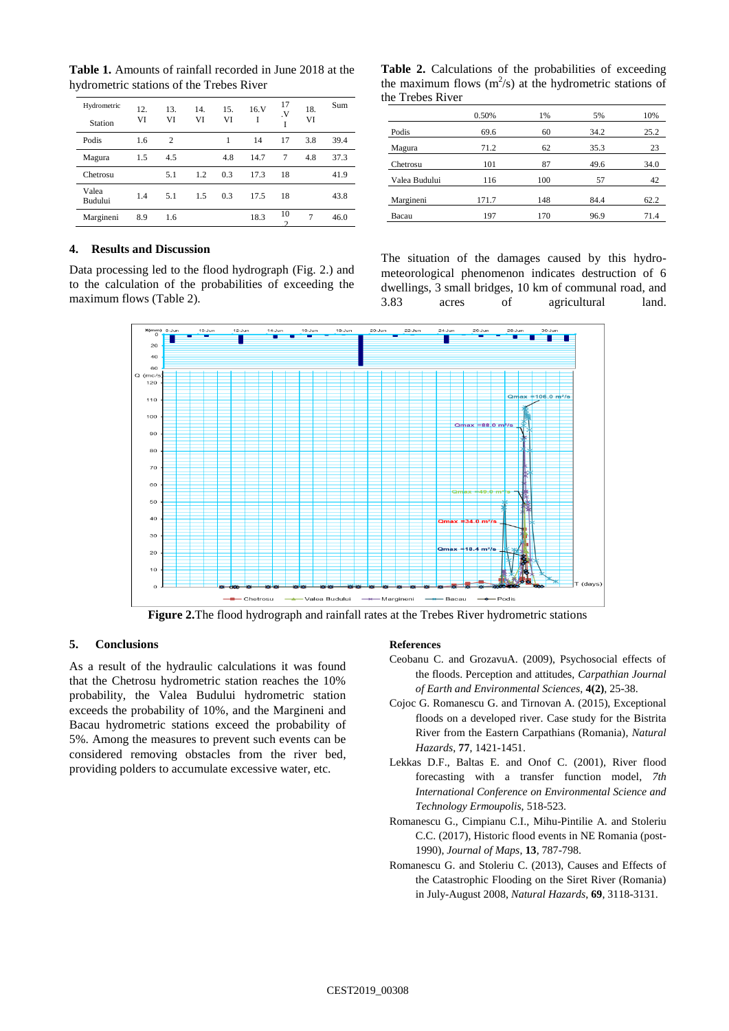**Table 1.** Amounts of rainfall recorded in June 2018 at the hydrometric stations of the Trebes River

| Hydrometric Station | 12. VI | 13. VI | 14. VI | 15. VI | 16.VI | 17.VI | 18. VI | Sum |
|---|---|---|---|---|---|---|---|---|
| Podis | 1.6 | 2 | | 1 | 14 | 17 | 3.8 | 39.4 |
| Magura | 1.5 | 4.5 | | 4.8 | 14.7 | 7 | 4.8 | 37.3 |
| Chetrosu | | 5.1 | 1.2 | 0.3 | 17.3 | 18 | | 41.9 |
| Valea Budului | 1.4 | 5.1 | 1.5 | 0.3 | 17.5 | 18 | | 43.8 |
| Margineni | 8.9 | 1.6 | | | 18.3 | 10.2 | 7 | 46.0 |

**Table 2.** Calculations of the probabilities of exceeding the maximum flows ($m^2/s$) at the hydrometric stations of the Trebes River

| | 0.50% | 1% | 5% | 10% |
|---|---|---|---|---|
| Podis | 69.6 | 60 | 34.2 | 25.2 |
| Magura | 71.2 | 62 | 35.3 | 23 |
| Chetrosu | 101 | 87 | 49.6 | 34.0 |
| Valea Budului | 116 | 100 | 57 | 42 |
| Margineni | 171.7 | 148 | 84.4 | 62.2 |
| Bacau | 197 | 170 | 96.9 | 71.4 |

## 4. Results and Discussion

Data processing led to the flood hydrograph (Fig. 2.) and to the calculation of the probabilities of exceeding the maximum flows (Table 2).

The situation of the damages caused by this hydro-meteorological phenomenon indicates destruction of 6 dwellings, 3 small bridges, 10 km of communal road, and 3.83 acres of agricultural land.

X(mm) 8-Jun 10-Jun 12-Jun 14-Jun 16-Jun 18-Jun 20-Jun 22-Jun 24-Jun 26-Jun 28-Jun 30-Jun

Q (mc/s)

Qmax =106.0 m³/s

Qmax =88.0 m³/s

Qmax =49.6 m³/s

Qmax =34.0 m³/s

Qmax =18.4 m³/s

T (days)

Chetrosu — Valea Budului — Margineni — Bacau — Podis

**Figure 2.** The flood hydrograph and rainfall rates at the Trebes River hydrometric stations

## 5. Conclusions

As a result of the hydraulic calculations it was found that the Chetrosu hydrometric station reaches the 10% probability, the Valea Budului hydrometric station exceeds the probability of 10%, and the Margineni and Bacau hydrometric stations exceed the probability of 5%. Among the measures to prevent such events can be considered removing obstacles from the river bed, providing polders to accumulate excessive water, etc.

## References

Ceobanu C. and GrozavuA. (2009), Psychosocial effects of the floods. Perception and attitudes, *Carpathian Journal of Earth and Environmental Sciences*, **4(2)**, 25-38.

Cojoc G. Romanescu G. and Tirnovan A. (2015), Exceptional floods on a developed river. Case study for the Bistrita River from the Eastern Carpathians (Romania), *Natural Hazards*, **77**, 1421-1451.

Lekkas D.F., Baltas E. and Onof C. (2001), River flood forecasting with a transfer function model, *7th International Conference on Environmental Science and Technology Ermoupolis*, 518-523.

Romanescu G., Cimpianu C.I., Mihu-Pintilie A. and Stoleriu C.C. (2017), Historic flood events in NE Romania (post-1990), *Journal of Maps*, **13**, 787-798.

Romanescu G. and Stoleriu C. (2013), Causes and Effects of the Catastrophic Flooding on the Siret River (Romania) in July-August 2008, *Natural Hazards*, **69**, 3118-3131.